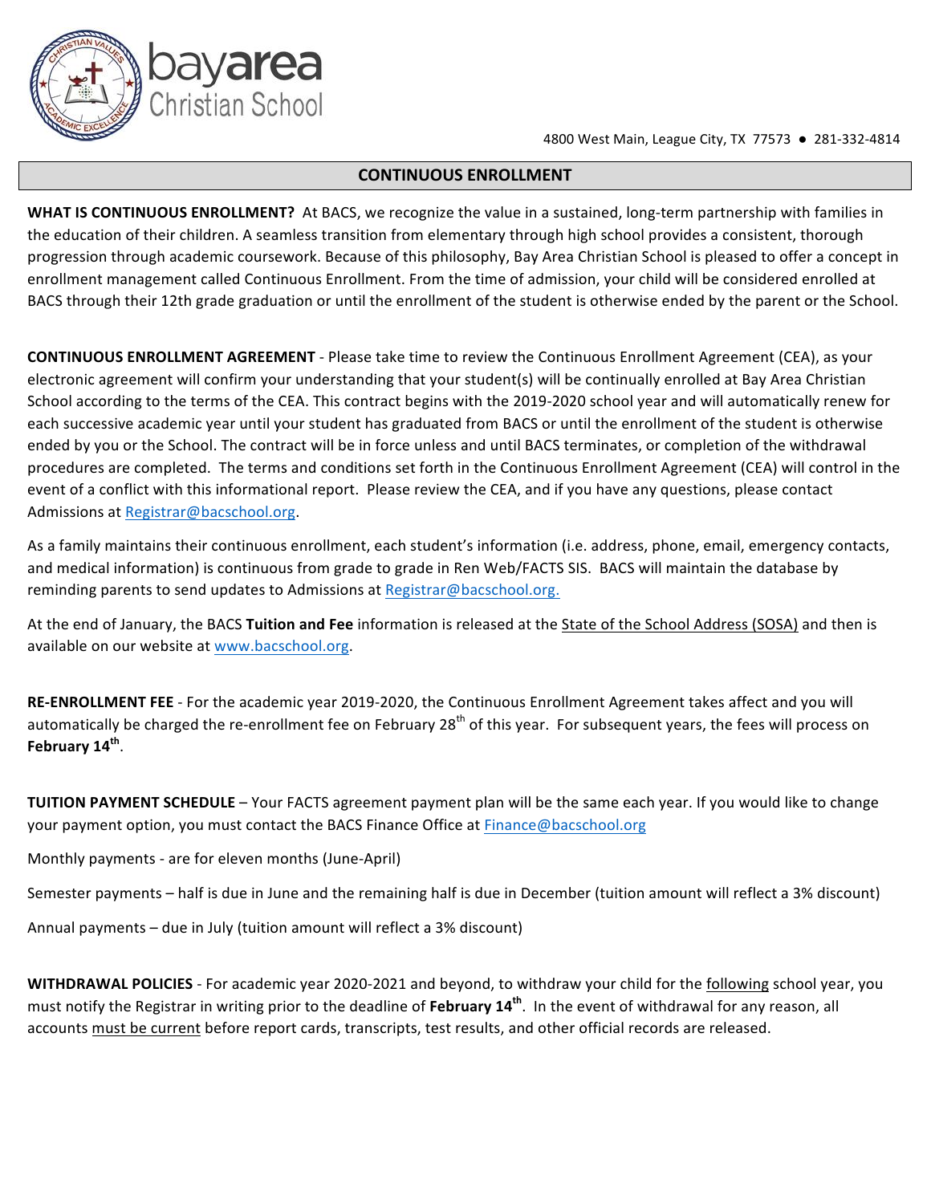bayarea
Christian School

4800 West Main, League City, TX 77573 ● 281-332-4814

## CONTINUOUS ENROLLMENT

**WHAT IS CONTINUOUS ENROLLMENT?** At BACS, we recognize the value in a sustained, long-term partnership with families in the education of their children. A seamless transition from elementary through high school provides a consistent, thorough progression through academic coursework. Because of this philosophy, Bay Area Christian School is pleased to offer a concept in enrollment management called Continuous Enrollment. From the time of admission, your child will be considered enrolled at BACS through their 12th grade graduation or until the enrollment of the student is otherwise ended by the parent or the School.

**CONTINUOUS ENROLLMENT AGREEMENT** - Please take time to review the Continuous Enrollment Agreement (CEA), as your electronic agreement will confirm your understanding that your student(s) will be continually enrolled at Bay Area Christian School according to the terms of the CEA. This contract begins with the 2019-2020 school year and will automatically renew for each successive academic year until your student has graduated from BACS or until the enrollment of the student is otherwise ended by you or the School. The contract will be in force unless and until BACS terminates, or completion of the withdrawal procedures are completed. The terms and conditions set forth in the Continuous Enrollment Agreement (CEA) will control in the event of a conflict with this informational report. Please review the CEA, and if you have any questions, please contact Admissions at Registrar@bacschool.org.

As a family maintains their continuous enrollment, each student's information (i.e. address, phone, email, emergency contacts, and medical information) is continuous from grade to grade in Ren Web/FACTS SIS. BACS will maintain the database by reminding parents to send updates to Admissions at Registrar@bacschool.org.

At the end of January, the BACS **Tuition and Fee** information is released at the State of the School Address (SOSA) and then is available on our website at www.bacschool.org.

**RE-ENROLLMENT FEE** - For the academic year 2019-2020, the Continuous Enrollment Agreement takes affect and you will automatically be charged the re-enrollment fee on February 28th of this year. For subsequent years, the fees will process on **February 14th**.

**TUITION PAYMENT SCHEDULE** – Your FACTS agreement payment plan will be the same each year. If you would like to change your payment option, you must contact the BACS Finance Office at Finance@bacschool.org

Monthly payments - are for eleven months (June-April)

Semester payments – half is due in June and the remaining half is due in December (tuition amount will reflect a 3% discount)

Annual payments – due in July (tuition amount will reflect a 3% discount)

**WITHDRAWAL POLICIES** - For academic year 2020-2021 and beyond, to withdraw your child for the following school year, you must notify the Registrar in writing prior to the deadline of **February 14th**. In the event of withdrawal for any reason, all accounts must be current before report cards, transcripts, test results, and other official records are released.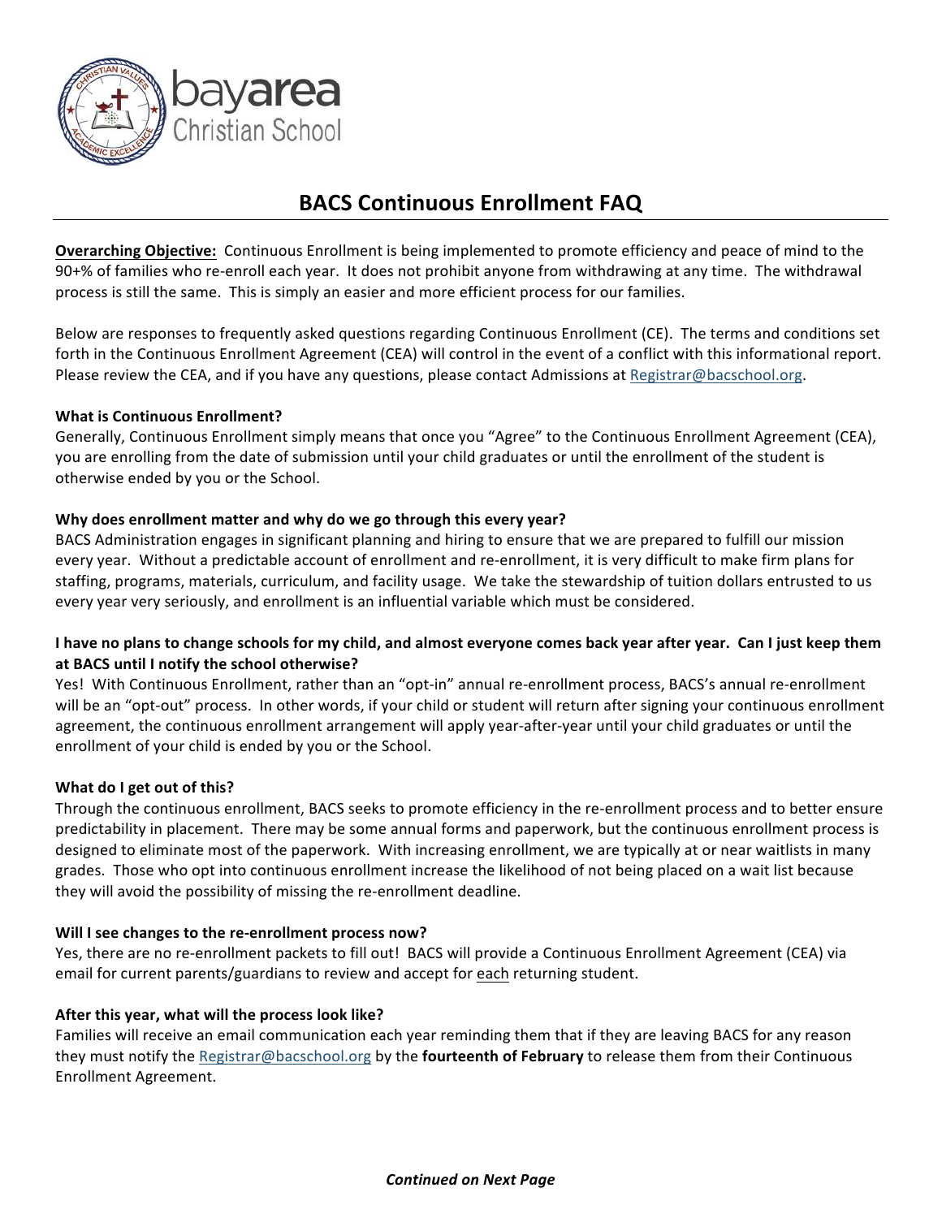# BACS Continuous Enrollment FAQ

**Overarching Objective:** Continuous Enrollment is being implemented to promote efficiency and peace of mind to the 90+% of families who re-enroll each year. It does not prohibit anyone from withdrawing at any time. The withdrawal process is still the same. This is simply an easier and more efficient process for our families.

Below are responses to frequently asked questions regarding Continuous Enrollment (CE). The terms and conditions set forth in the Continuous Enrollment Agreement (CEA) will control in the event of a conflict with this informational report. Please review the CEA, and if you have any questions, please contact Admissions at Registrar@bacschool.org.

**What is Continuous Enrollment?**

Generally, Continuous Enrollment simply means that once you "Agree" to the Continuous Enrollment Agreement (CEA), you are enrolling from the date of submission until your child graduates or until the enrollment of the student is otherwise ended by you or the School.

**Why does enrollment matter and why do we go through this every year?**

BACS Administration engages in significant planning and hiring to ensure that we are prepared to fulfill our mission every year. Without a predictable account of enrollment and re-enrollment, it is very difficult to make firm plans for staffing, programs, materials, curriculum, and facility usage. We take the stewardship of tuition dollars entrusted to us every year very seriously, and enrollment is an influential variable which must be considered.

**I have no plans to change schools for my child, and almost everyone comes back year after year. Can I just keep them at BACS until I notify the school otherwise?**

Yes! With Continuous Enrollment, rather than an "opt-in" annual re-enrollment process, BACS's annual re-enrollment will be an "opt-out" process. In other words, if your child or student will return after signing your continuous enrollment agreement, the continuous enrollment arrangement will apply year-after-year until your child graduates or until the enrollment of your child is ended by you or the School.

**What do I get out of this?**

Through the continuous enrollment, BACS seeks to promote efficiency in the re-enrollment process and to better ensure predictability in placement. There may be some annual forms and paperwork, but the continuous enrollment process is designed to eliminate most of the paperwork. With increasing enrollment, we are typically at or near waitlists in many grades. Those who opt into continuous enrollment increase the likelihood of not being placed on a wait list because they will avoid the possibility of missing the re-enrollment deadline.

**Will I see changes to the re-enrollment process now?**

Yes, there are no re-enrollment packets to fill out! BACS will provide a Continuous Enrollment Agreement (CEA) via email for current parents/guardians to review and accept for each returning student.

**After this year, what will the process look like?**

Families will receive an email communication each year reminding them that if they are leaving BACS for any reason they must notify the Registrar@bacschool.org by the **fourteenth of February** to release them from their Continuous Enrollment Agreement.

***Continued on Next Page***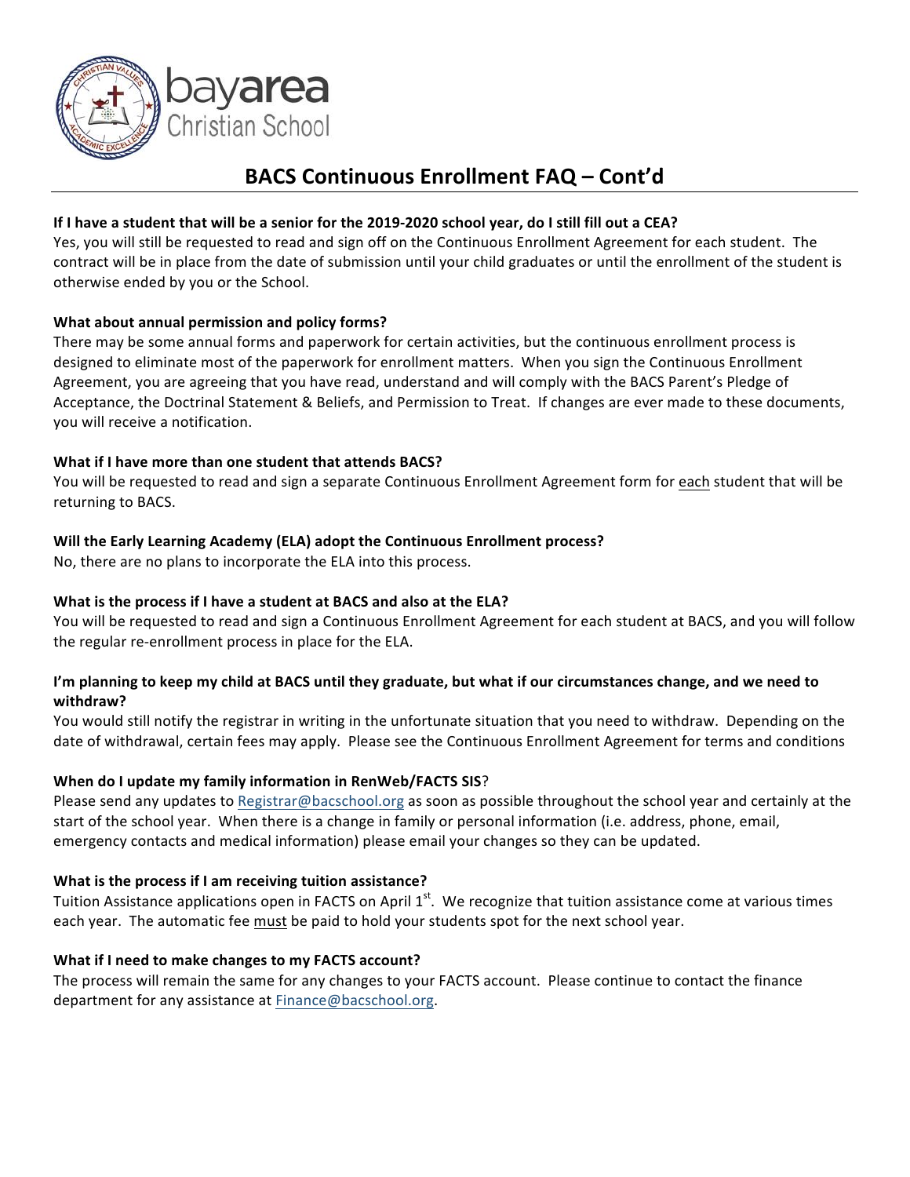# BACS Continuous Enrollment FAQ – Cont'd

**If I have a student that will be a senior for the 2019-2020 school year, do I still fill out a CEA?**

Yes, you will still be requested to read and sign off on the Continuous Enrollment Agreement for each student. The contract will be in place from the date of submission until your child graduates or until the enrollment of the student is otherwise ended by you or the School.

**What about annual permission and policy forms?**

There may be some annual forms and paperwork for certain activities, but the continuous enrollment process is designed to eliminate most of the paperwork for enrollment matters. When you sign the Continuous Enrollment Agreement, you are agreeing that you have read, understand and will comply with the BACS Parent's Pledge of Acceptance, the Doctrinal Statement & Beliefs, and Permission to Treat. If changes are ever made to these documents, you will receive a notification.

**What if I have more than one student that attends BACS?**

You will be requested to read and sign a separate Continuous Enrollment Agreement form for each student that will be returning to BACS.

**Will the Early Learning Academy (ELA) adopt the Continuous Enrollment process?**

No, there are no plans to incorporate the ELA into this process.

**What is the process if I have a student at BACS and also at the ELA?**

You will be requested to read and sign a Continuous Enrollment Agreement for each student at BACS, and you will follow the regular re-enrollment process in place for the ELA.

**I'm planning to keep my child at BACS until they graduate, but what if our circumstances change, and we need to withdraw?**

You would still notify the registrar in writing in the unfortunate situation that you need to withdraw. Depending on the date of withdrawal, certain fees may apply. Please see the Continuous Enrollment Agreement for terms and conditions

**When do I update my family information in RenWeb/FACTS SIS?**

Please send any updates to Registrar@bacschool.org as soon as possible throughout the school year and certainly at the start of the school year. When there is a change in family or personal information (i.e. address, phone, email, emergency contacts and medical information) please email your changes so they can be updated.

**What is the process if I am receiving tuition assistance?**

Tuition Assistance applications open in FACTS on April 1st. We recognize that tuition assistance come at various times each year. The automatic fee must be paid to hold your students spot for the next school year.

**What if I need to make changes to my FACTS account?**

The process will remain the same for any changes to your FACTS account. Please continue to contact the finance department for any assistance at Finance@bacschool.org.